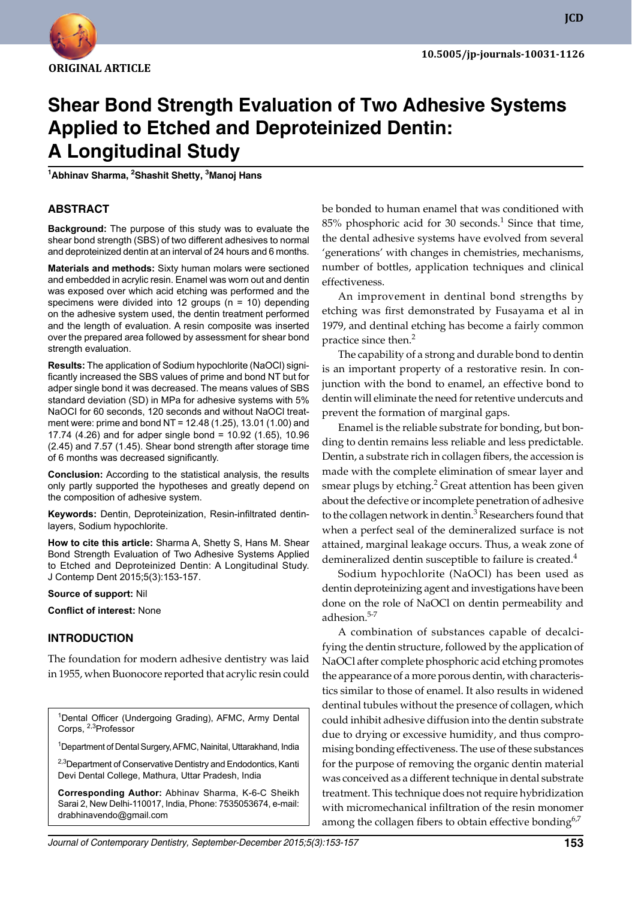ORIGINAL ARTICLE

10.5005/jp-journals-10031-1126

# Shear Bond Strength Evaluation of Two Adhesive Systems Applied to Etched and Deproteinized Dentin: A Longitudinal Study

[1]Abhinav Sharma, [2]Shashit Shetty, [3]Manoj Hans

## ABSTRACT

**Background:** The purpose of this study was to evaluate the shear bond strength (SBS) of two different adhesives to normal and deproteinized dentin at an interval of 24 hours and 6 months.

**Materials and methods:** Sixty human molars were sectioned and embedded in acrylic resin. Enamel was worn out and dentin was exposed over which acid etching was performed and the specimens were divided into 12 groups (n = 10) depending on the adhesive system used, the dentin treatment performed and the length of evaluation. A resin composite was inserted over the prepared area followed by assessment for shear bond strength evaluation.

**Results:** The application of Sodium hypochlorite (NaOCl) significantly increased the SBS values of prime and bond NT but for adper single bond it was decreased. The means values of SBS standard deviation (SD) in MPa for adhesive systems with 5% NaOCl for 60 seconds, 120 seconds and without NaOCl treatment were: prime and bond NT = 12.48 (1.25), 13.01 (1.00) and 17.74 (4.26) and for adper single bond = 10.92 (1.65), 10.96 (2.45) and 7.57 (1.45). Shear bond strength after storage time of 6 months was decreased significantly.

**Conclusion:** According to the statistical analysis, the results only partly supported the hypotheses and greatly depend on the composition of adhesive system.

**Keywords:** Dentin, Deproteinization, Resin-infiltrated dentin-layers, Sodium hypochlorite.

**How to cite this article:** Sharma A, Shetty S, Hans M. Shear Bond Strength Evaluation of Two Adhesive Systems Applied to Etched and Deproteinized Dentin: A Longitudinal Study. J Contemp Dent 2015;5(3):153-157.

**Source of support:** Nil

**Conflict of interest:** None

## INTRODUCTION

The foundation for modern adhesive dentistry was laid in 1955, when Buonocore reported that acrylic resin could be bonded to human enamel that was conditioned with 85% phosphoric acid for 30 seconds.[1] Since that time, the dental adhesive systems have evolved from several 'generations' with changes in chemistries, mechanisms, number of bottles, application techniques and clinical effectiveness.

An improvement in dentinal bond strengths by etching was first demonstrated by Fusayama et al in 1979, and dentinal etching has become a fairly common practice since then.[2]

The capability of a strong and durable bond to dentin is an important property of a restorative resin. In conjunction with the bond to enamel, an effective bond to dentin will eliminate the need for retentive undercuts and prevent the formation of marginal gaps.

Enamel is the reliable substrate for bonding, but bonding to dentin remains less reliable and less predictable. Dentin, a substrate rich in collagen fibers, the accession is made with the complete elimination of smear layer and smear plugs by etching.[2] Great attention has been given about the defective or incomplete penetration of adhesive to the collagen network in dentin.[3] Researchers found that when a perfect seal of the demineralized surface is not attained, marginal leakage occurs. Thus, a weak zone of demineralized dentin susceptible to failure is created.[4]

Sodium hypochlorite (NaOCl) has been used as dentin deproteinizing agent and investigations have been done on the role of NaOCl on dentin permeability and adhesion.[5-7]

A combination of substances capable of decalcifying the dentin structure, followed by the application of NaOCl after complete phosphoric acid etching promotes the appearance of a more porous dentin, with characteristics similar to those of enamel. It also results in widened dentinal tubules without the presence of collagen, which could inhibit adhesive diffusion into the dentin substrate due to drying or excessive humidity, and thus compromising bonding effectiveness. The use of these substances for the purpose of removing the organic dentin material was conceived as a different technique in dental substrate treatment. This technique does not require hybridization with micromechanical infiltration of the resin monomer among the collagen fibers to obtain effective bonding[6,7]

[1]Dental Officer (Undergoing Grading), AFMC, Army Dental Corps, [2,3]Professor

[1]Department of Dental Surgery, AFMC, Nainital, Uttarakhand, India

[2,3]Department of Conservative Dentistry and Endodontics, Kanti Devi Dental College, Mathura, Uttar Pradesh, India

**Corresponding Author:** Abhinav Sharma, K-6-C Sheikh Sarai 2, New Delhi-110017, India, Phone: 7535053674, e-mail: drabhinavendo@gmail.com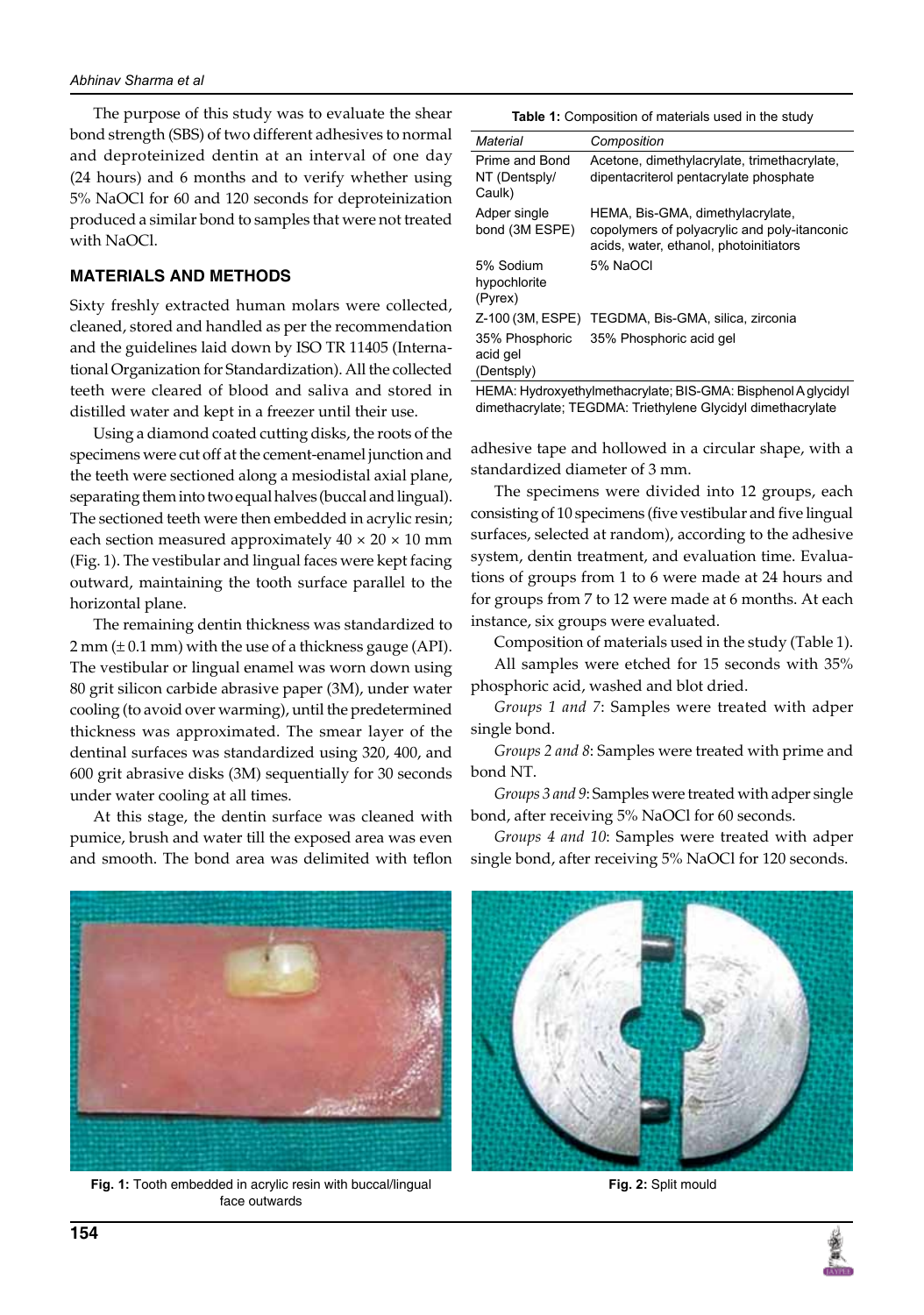The purpose of this study was to evaluate the shear bond strength (SBS) of two different adhesives to normal and deproteinized dentin at an interval of one day (24 hours) and 6 months and to verify whether using 5% NaOCl for 60 and 120 seconds for deproteinization produced a similar bond to samples that were not treated with NaOCl.

## MATERIALS AND METHODS

Sixty freshly extracted human molars were collected, cleaned, stored and handled as per the recommendation and the guidelines laid down by ISO TR 11405 (International Organization for Standardization). All the collected teeth were cleared of blood and saliva and stored in distilled water and kept in a freezer until their use.

Using a diamond coated cutting disks, the roots of the specimens were cut off at the cement-enamel junction and the teeth were sectioned along a mesiodistal axial plane, separating them into two equal halves (buccal and lingual). The sectioned teeth were then embedded in acrylic resin; each section measured approximately $40 \times 20 \times 10$ mm (Fig. 1). The vestibular and lingual faces were kept facing outward, maintaining the tooth surface parallel to the horizontal plane.

The remaining dentin thickness was standardized to 2 mm ($\pm$ 0.1 mm) with the use of a thickness gauge (API). The vestibular or lingual enamel was worn down using 80 grit silicon carbide abrasive paper (3M), under water cooling (to avoid over warming), until the predetermined thickness was approximated. The smear layer of the dentinal surfaces was standardized using 320, 400, and 600 grit abrasive disks (3M) sequentially for 30 seconds under water cooling at all times.

At this stage, the dentin surface was cleaned with pumice, brush and water till the exposed area was even and smooth. The bond area was delimited with teflon adhesive tape and hollowed in a circular shape, with a standardized diameter of 3 mm.

**Table 1:** Composition of materials used in the study

| *Material* | *Composition* |
|---|---|
| Prime and Bond NT (Dentsply/ Caulk) | Acetone, dimethylacrylate, trimethacrylate, dipentacriterol pentacrylate phosphate |
| Adper single bond (3M ESPE) | HEMA, Bis-GMA, dimethylacrylate, copolymers of polyacrylic and poly-itanconic acids, water, ethanol, photoinitiators |
| 5% Sodium hypochlorite (Pyrex) | 5% NaOCl |
| Z-100 (3M, ESPE) | TEGDMA, Bis-GMA, silica, zirconia |
| 35% Phosphoric acid gel (Dentsply) | 35% Phosphoric acid gel |

HEMA: Hydroxyethylmethacrylate; BIS-GMA: Bisphenol A glycidyl dimethacrylate; TEGDMA: Triethylene Glycidyl dimethacrylate

The specimens were divided into 12 groups, each consisting of 10 specimens (five vestibular and five lingual surfaces, selected at random), according to the adhesive system, dentin treatment, and evaluation time. Evaluations of groups from 1 to 6 were made at 24 hours and for groups from 7 to 12 were made at 6 months. At each instance, six groups were evaluated.

Composition of materials used in the study (Table 1).

All samples were etched for 15 seconds with 35% phosphoric acid, washed and blot dried.

*Groups 1 and 7*: Samples were treated with adper single bond.

*Groups 2 and 8*: Samples were treated with prime and bond NT.

*Groups 3 and 9*: Samples were treated with adper single bond, after receiving 5% NaOCl for 60 seconds.

*Groups 4 and 10*: Samples were treated with adper single bond, after receiving 5% NaOCl for 120 seconds.

**Fig. 1:** Tooth embedded in acrylic resin with buccal/lingual face outwards

**Fig. 2:** Split mould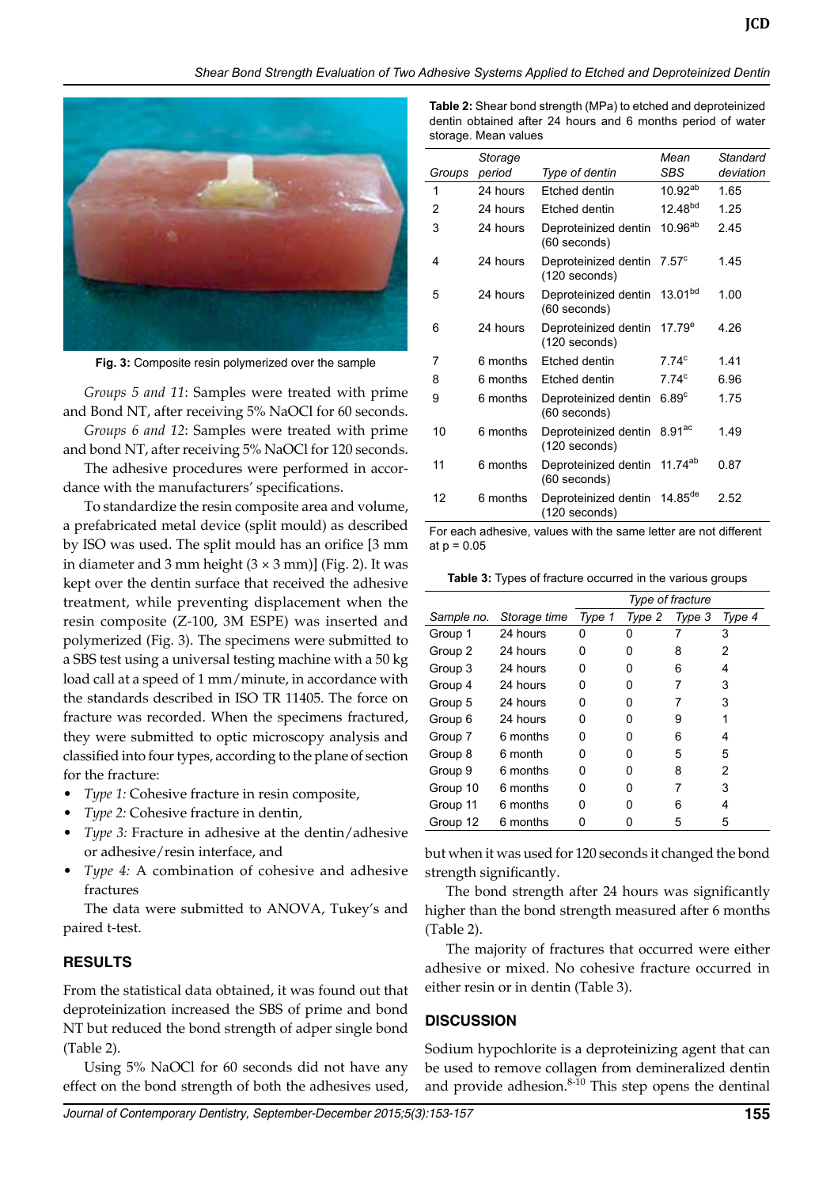Fig. 3: Composite resin polymerized over the sample

*Groups 5 and 11*: Samples were treated with prime and Bond NT, after receiving 5% NaOCl for 60 seconds.

*Groups 6 and 12*: Samples were treated with prime and bond NT, after receiving 5% NaOCl for 120 seconds.

The adhesive procedures were performed in accordance with the manufacturers' specifications.

To standardize the resin composite area and volume, a prefabricated metal device (split mould) as described by ISO was used. The split mould has an orifice [3 mm in diameter and 3 mm height (3 × 3 mm)] (Fig. 2). It was kept over the dentin surface that received the adhesive treatment, while preventing displacement when the resin composite (Z-100, 3M ESPE) was inserted and polymerized (Fig. 3). The specimens were submitted to a SBS test using a universal testing machine with a 50 kg load call at a speed of 1 mm/minute, in accordance with the standards described in ISO TR 11405. The force on fracture was recorded. When the specimens fractured, they were submitted to optic microscopy analysis and classified into four types, according to the plane of section for the fracture:

- *Type 1:* Cohesive fracture in resin composite,
- *Type 2:* Cohesive fracture in dentin,
- *Type 3:* Fracture in adhesive at the dentin/adhesive or adhesive/resin interface, and
- *Type 4:* A combination of cohesive and adhesive fractures

The data were submitted to ANOVA, Tukey's and paired t-test.

## RESULTS

From the statistical data obtained, it was found out that deproteinization increased the SBS of prime and bond NT but reduced the bond strength of adper single bond (Table 2).

Using 5% NaOCl for 60 seconds did not have any effect on the bond strength of both the adhesives used, but when it was used for 120 seconds it changed the bond strength significantly.

The bond strength after 24 hours was significantly higher than the bond strength measured after 6 months (Table 2).

The majority of fractures that occurred were either adhesive or mixed. No cohesive fracture occurred in either resin or in dentin (Table 3).

**Table 2:** Shear bond strength (MPa) to etched and deproteinized dentin obtained after 24 hours and 6 months period of water storage. Mean values

| *Groups* | *Storage period* | *Type of dentin* | *Mean SBS* | *Standard deviation* |
|---|---|---|---|---|
| 1 | 24 hours | Etched dentin | 10.92[ab] | 1.65 |
| 2 | 24 hours | Etched dentin | 12.48[bd] | 1.25 |
| 3 | 24 hours | Deproteinized dentin (60 seconds) | 10.96[ab] | 2.45 |
| 4 | 24 hours | Deproteinized dentin (120 seconds) | 7.57[c] | 1.45 |
| 5 | 24 hours | Deproteinized dentin (60 seconds) | 13.01[bd] | 1.00 |
| 6 | 24 hours | Deproteinized dentin (120 seconds) | 17.79[e] | 4.26 |
| 7 | 6 months | Etched dentin | 7.74[c] | 1.41 |
| 8 | 6 months | Etched dentin | 7.74[c] | 6.96 |
| 9 | 6 months | Deproteinized dentin (60 seconds) | 6.89[c] | 1.75 |
| 10 | 6 months | Deproteinized dentin (120 seconds) | 8.91[ac] | 1.49 |
| 11 | 6 months | Deproteinized dentin (60 seconds) | 11.74[ab] | 0.87 |
| 12 | 6 months | Deproteinized dentin (120 seconds) | 14.85[de] | 2.52 |

For each adhesive, values with the same letter are not different at p = 0.05

**Table 3:** Types of fracture occurred in the various groups

| | | *Type of fracture* | | | |
|---|---|---|---|---|---|
| *Sample no.* | *Storage time* | *Type 1* | *Type 2* | *Type 3* | *Type 4* |
| Group 1 | 24 hours | 0 | 0 | 7 | 3 |
| Group 2 | 24 hours | 0 | 0 | 8 | 2 |
| Group 3 | 24 hours | 0 | 0 | 6 | 4 |
| Group 4 | 24 hours | 0 | 0 | 7 | 3 |
| Group 5 | 24 hours | 0 | 0 | 7 | 3 |
| Group 6 | 24 hours | 0 | 0 | 9 | 1 |
| Group 7 | 6 months | 0 | 0 | 6 | 4 |
| Group 8 | 6 month | 0 | 0 | 5 | 5 |
| Group 9 | 6 months | 0 | 0 | 8 | 2 |
| Group 10 | 6 months | 0 | 0 | 7 | 3 |
| Group 11 | 6 months | 0 | 0 | 6 | 4 |
| Group 12 | 6 months | 0 | 0 | 5 | 5 |

## DISCUSSION

Sodium hypochlorite is a deproteinizing agent that can be used to remove collagen from demineralized dentin and provide adhesion.[8-10] This step opens the dentinal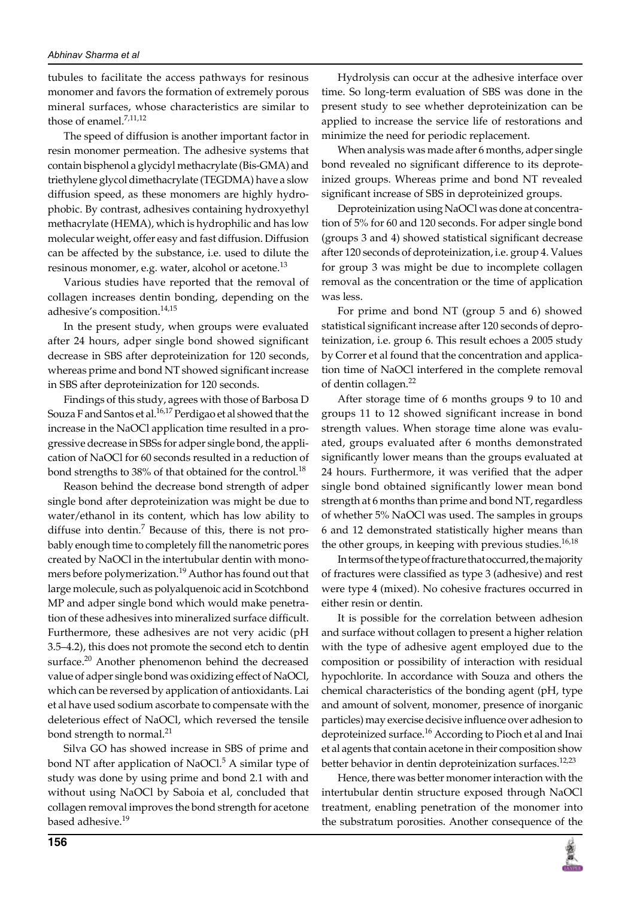tubules to facilitate the access pathways for resinous monomer and favors the formation of extremely porous mineral surfaces, whose characteristics are similar to those of enamel.[7,11,12]

The speed of diffusion is another important factor in resin monomer permeation. The adhesive systems that contain bisphenol a glycidyl methacrylate (Bis-GMA) and triethylene glycol dimethacrylate (TEGDMA) have a slow diffusion speed, as these monomers are highly hydrophobic. By contrast, adhesives containing hydroxyethyl methacrylate (HEMA), which is hydrophilic and has low molecular weight, offer easy and fast diffusion. Diffusion can be affected by the substance, i.e. used to dilute the resinous monomer, e.g. water, alcohol or acetone.[13]

Various studies have reported that the removal of collagen increases dentin bonding, depending on the adhesive's composition.[14,15]

In the present study, when groups were evaluated after 24 hours, adper single bond showed significant decrease in SBS after deproteinization for 120 seconds, whereas prime and bond NT showed significant increase in SBS after deproteinization for 120 seconds.

Findings of this study, agrees with those of Barbosa D Souza F and Santos et al.[16,17] Perdigao et al showed that the increase in the NaOCl application time resulted in a progressive decrease in SBSs for adper single bond, the application of NaOCl for 60 seconds resulted in a reduction of bond strengths to 38% of that obtained for the control.[18]

Reason behind the decrease bond strength of adper single bond after deproteinization was might be due to water/ethanol in its content, which has low ability to diffuse into dentin.[7] Because of this, there is not probably enough time to completely fill the nanometric pores created by NaOCl in the intertubular dentin with monomers before polymerization.[19] Author has found out that large molecule, such as polyalquenoic acid in Scotchbond MP and adper single bond which would make penetration of these adhesives into mineralized surface difficult. Furthermore, these adhesives are not very acidic (pH 3.5–4.2), this does not promote the second etch to dentin surface.[20] Another phenomenon behind the decreased value of adper single bond was oxidizing effect of NaOCl, which can be reversed by application of antioxidants. Lai et al have used sodium ascorbate to compensate with the deleterious effect of NaOCl, which reversed the tensile bond strength to normal.[21]

Silva GO has showed increase in SBS of prime and bond NT after application of NaOCl.[5] A similar type of study was done by using prime and bond 2.1 with and without using NaOCl by Saboia et al, concluded that collagen removal improves the bond strength for acetone based adhesive.[19]

Hydrolysis can occur at the adhesive interface over time. So long-term evaluation of SBS was done in the present study to see whether deproteinization can be applied to increase the service life of restorations and minimize the need for periodic replacement.

When analysis was made after 6 months, adper single bond revealed no significant difference to its deproteinized groups. Whereas prime and bond NT revealed significant increase of SBS in deproteinized groups.

Deproteinization using NaOCl was done at concentration of 5% for 60 and 120 seconds. For adper single bond (groups 3 and 4) showed statistical significant decrease after 120 seconds of deproteinization, i.e. group 4. Values for group 3 was might be due to incomplete collagen removal as the concentration or the time of application was less.

For prime and bond NT (group 5 and 6) showed statistical significant increase after 120 seconds of deproteinization, i.e. group 6. This result echoes a 2005 study by Correr et al found that the concentration and application time of NaOCl interfered in the complete removal of dentin collagen.[22]

After storage time of 6 months groups 9 to 10 and groups 11 to 12 showed significant increase in bond strength values. When storage time alone was evaluated, groups evaluated after 6 months demonstrated significantly lower means than the groups evaluated at 24 hours. Furthermore, it was verified that the adper single bond obtained significantly lower mean bond strength at 6 months than prime and bond NT, regardless of whether 5% NaOCl was used. The samples in groups 6 and 12 demonstrated statistically higher means than the other groups, in keeping with previous studies.[16,18]

In terms of the type of fracture that occurred, the majority of fractures were classified as type 3 (adhesive) and rest were type 4 (mixed). No cohesive fractures occurred in either resin or dentin.

It is possible for the correlation between adhesion and surface without collagen to present a higher relation with the type of adhesive agent employed due to the composition or possibility of interaction with residual hypochlorite. In accordance with Souza and others the chemical characteristics of the bonding agent (pH, type and amount of solvent, monomer, presence of inorganic particles) may exercise decisive influence over adhesion to deproteinized surface.[16] According to Pioch et al and Inai et al agents that contain acetone in their composition show better behavior in dentin deproteinization surfaces.[12,23]

Hence, there was better monomer interaction with the intertubular dentin structure exposed through NaOCl treatment, enabling penetration of the monomer into the substratum porosities. Another consequence of the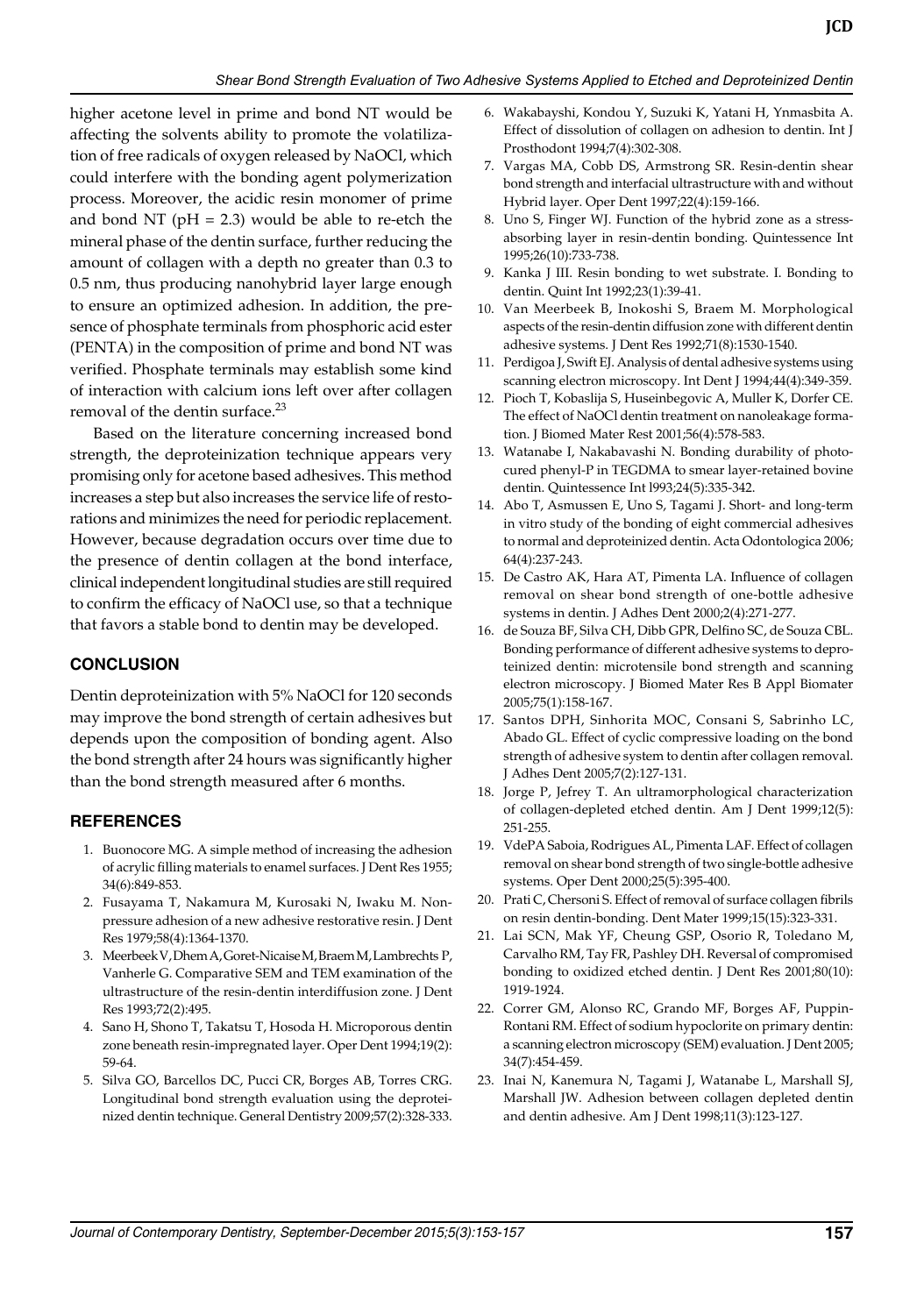higher acetone level in prime and bond NT would be affecting the solvents ability to promote the volatilization of free radicals of oxygen released by NaOCl, which could interfere with the bonding agent polymerization process. Moreover, the acidic resin monomer of prime and bond NT (pH = 2.3) would be able to re-etch the mineral phase of the dentin surface, further reducing the amount of collagen with a depth no greater than 0.3 to 0.5 nm, thus producing nanohybrid layer large enough to ensure an optimized adhesion. In addition, the presence of phosphate terminals from phosphoric acid ester (PENTA) in the composition of prime and bond NT was verified. Phosphate terminals may establish some kind of interaction with calcium ions left over after collagen removal of the dentin surface.[23]

Based on the literature concerning increased bond strength, the deproteinization technique appears very promising only for acetone based adhesives. This method increases a step but also increases the service life of restorations and minimizes the need for periodic replacement. However, because degradation occurs over time due to the presence of dentin collagen at the bond interface, clinical independent longitudinal studies are still required to confirm the efficacy of NaOCl use, so that a technique that favors a stable bond to dentin may be developed.

## CONCLUSION

Dentin deproteinization with 5% NaOCl for 120 seconds may improve the bond strength of certain adhesives but depends upon the composition of bonding agent. Also the bond strength after 24 hours was significantly higher than the bond strength measured after 6 months.

## REFERENCES

1. Buonocore MG. A simple method of increasing the adhesion of acrylic filling materials to enamel surfaces. J Dent Res 1955; 34(6):849-853.
2. Fusayama T, Nakamura M, Kurosaki N, Iwaku M. Non-pressure adhesion of a new adhesive restorative resin. J Dent Res 1979;58(4):1364-1370.
3. Meerbeek V, Dhem A, Goret-Nicaise M, Braem M, Lambrechts P, Vanherle G. Comparative SEM and TEM examination of the ultrastructure of the resin-dentin interdiffusion zone. J Dent Res 1993;72(2):495.
4. Sano H, Shono T, Takatsu T, Hosoda H. Microporous dentin zone beneath resin-impregnated layer. Oper Dent 1994;19(2): 59-64.
5. Silva GO, Barcellos DC, Pucci CR, Borges AB, Torres CRG. Longitudinal bond strength evaluation using the deproteinized dentin technique. General Dentistry 2009;57(2):328-333.
6. Wakabayshi, Kondou Y, Suzuki K, Yatani H, Ynmasbita A. Effect of dissolution of collagen on adhesion to dentin. Int J Prosthodont 1994;7(4):302-308.
7. Vargas MA, Cobb DS, Armstrong SR. Resin-dentin shear bond strength and interfacial ultrastructure with and without Hybrid layer. Oper Dent 1997;22(4):159-166.
8. Uno S, Finger WJ. Function of the hybrid zone as a stress-absorbing layer in resin-dentin bonding. Quintessence Int 1995;26(10):733-738.
9. Kanka J III. Resin bonding to wet substrate. I. Bonding to dentin. Quint Int 1992;23(1):39-41.
10. Van Meerbeek B, Inokoshi S, Braem M. Morphological aspects of the resin-dentin diffusion zone with different dentin adhesive systems. J Dent Res 1992;71(8):1530-1540.
11. Perdigoa J, Swift EJ. Analysis of dental adhesive systems using scanning electron microscopy. Int Dent J 1994;44(4):349-359.
12. Pioch T, Kobaslija S, Huseinbegovic A, Muller K, Dorfer CE. The effect of NaOCl dentin treatment on nanoleakage formation. J Biomed Mater Rest 2001;56(4):578-583.
13. Watanabe I, Nakabavashi N. Bonding durability of photocured phenyl-P in TEGDMA to smear layer-retained bovine dentin. Quintessence Int l993;24(5):335-342.
14. Abo T, Asmussen E, Uno S, Tagami J. Short- and long-term in vitro study of the bonding of eight commercial adhesives to normal and deproteinized dentin. Acta Odontologica 2006; 64(4):237-243.
15. De Castro AK, Hara AT, Pimenta LA. Influence of collagen removal on shear bond strength of one-bottle adhesive systems in dentin. J Adhes Dent 2000;2(4):271-277.
16. de Souza BF, Silva CH, Dibb GPR, Delfino SC, de Souza CBL. Bonding performance of different adhesive systems to deproteinized dentin: microtensile bond strength and scanning electron microscopy. J Biomed Mater Res B Appl Biomater 2005;75(1):158-167.
17. Santos DPH, Sinhorita MOC, Consani S, Sabrinho LC, Abado GL. Effect of cyclic compressive loading on the bond strength of adhesive system to dentin after collagen removal. J Adhes Dent 2005;7(2):127-131.
18. Jorge P, Jefrey T. An ultramorphological characterization of collagen-depleted etched dentin. Am J Dent 1999;12(5): 251-255.
19. VdePA Saboia, Rodrigues AL, Pimenta LAF. Effect of collagen removal on shear bond strength of two single-bottle adhesive systems. Oper Dent 2000;25(5):395-400.
20. Prati C, Chersoni S. Effect of removal of surface collagen fibrils on resin dentin-bonding. Dent Mater 1999;15(15):323-331.
21. Lai SCN, Mak YF, Cheung GSP, Osorio R, Toledano M, Carvalho RM, Tay FR, Pashley DH. Reversal of compromised bonding to oxidized etched dentin. J Dent Res 2001;80(10): 1919-1924.
22. Correr GM, Alonso RC, Grando MF, Borges AF, Puppin-Rontani RM. Effect of sodium hypoclorite on primary dentin: a scanning electron microscopy (SEM) evaluation. J Dent 2005; 34(7):454-459.
23. Inai N, Kanemura N, Tagami J, Watanabe L, Marshall SJ, Marshall JW. Adhesion between collagen depleted dentin and dentin adhesive. Am J Dent 1998;11(3):123-127.